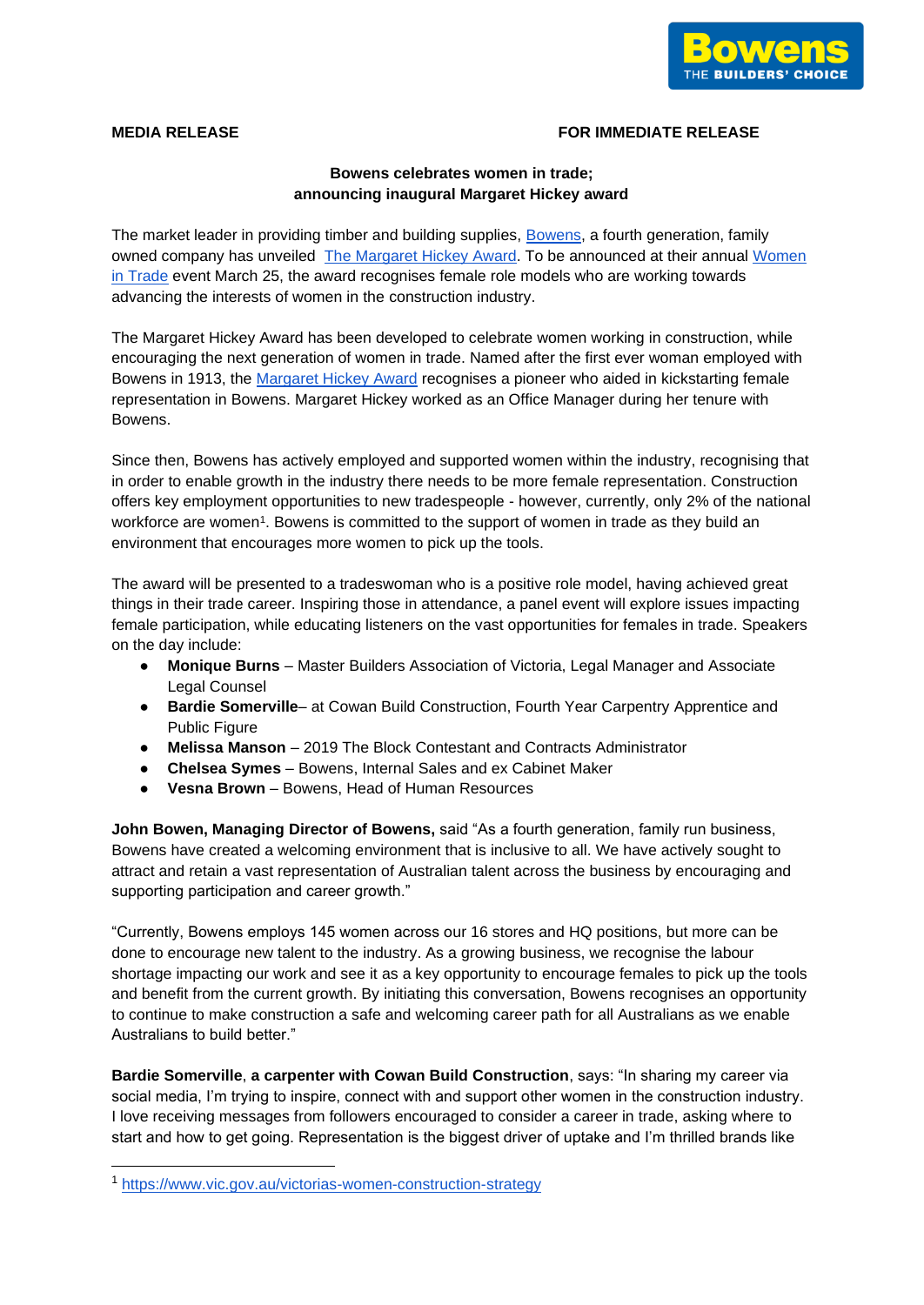Bowens
THE BUILDERS' CHOICE

**MEDIA RELEASE** **FOR IMMEDIATE RELEASE**

**Bowens celebrates women in trade;**
**announcing inaugural Margaret Hickey award**

The market leader in providing timber and building supplies, Bowens, a fourth generation, family owned company has unveiled The Margaret Hickey Award. To be announced at their annual Women in Trade event March 25, the award recognises female role models who are working towards advancing the interests of women in the construction industry.

The Margaret Hickey Award has been developed to celebrate women working in construction, while encouraging the next generation of women in trade. Named after the first ever woman employed with Bowens in 1913, the Margaret Hickey Award recognises a pioneer who aided in kickstarting female representation in Bowens. Margaret Hickey worked as an Office Manager during her tenure with Bowens.

Since then, Bowens has actively employed and supported women within the industry, recognising that in order to enable growth in the industry there needs to be more female representation. Construction offers key employment opportunities to new tradespeople - however, currently, only 2% of the national workforce are women[1]. Bowens is committed to the support of women in trade as they build an environment that encourages more women to pick up the tools.

The award will be presented to a tradeswoman who is a positive role model, having achieved great things in their trade career. Inspiring those in attendance, a panel event will explore issues impacting female participation, while educating listeners on the vast opportunities for females in trade. Speakers on the day include:

- **Monique Burns** – Master Builders Association of Victoria, Legal Manager and Associate Legal Counsel
- **Bardie Somerville**– at Cowan Build Construction, Fourth Year Carpentry Apprentice and Public Figure
- **Melissa Manson** – 2019 The Block Contestant and Contracts Administrator
- **Chelsea Symes** – Bowens, Internal Sales and ex Cabinet Maker
- **Vesna Brown** – Bowens, Head of Human Resources

**John Bowen, Managing Director of Bowens,** said "As a fourth generation, family run business, Bowens have created a welcoming environment that is inclusive to all. We have actively sought to attract and retain a vast representation of Australian talent across the business by encouraging and supporting participation and career growth."

"Currently, Bowens employs 145 women across our 16 stores and HQ positions, but more can be done to encourage new talent to the industry. As a growing business, we recognise the labour shortage impacting our work and see it as a key opportunity to encourage females to pick up the tools and benefit from the current growth. By initiating this conversation, Bowens recognises an opportunity to continue to make construction a safe and welcoming career path for all Australians as we enable Australians to build better."

**Bardie Somerville**, **a carpenter with Cowan Build Construction**, says: "In sharing my career via social media, I'm trying to inspire, connect with and support other women in the construction industry. I love receiving messages from followers encouraged to consider a career in trade, asking where to start and how to get going. Representation is the biggest driver of uptake and I'm thrilled brands like

[1] https://www.vic.gov.au/victorias-women-construction-strategy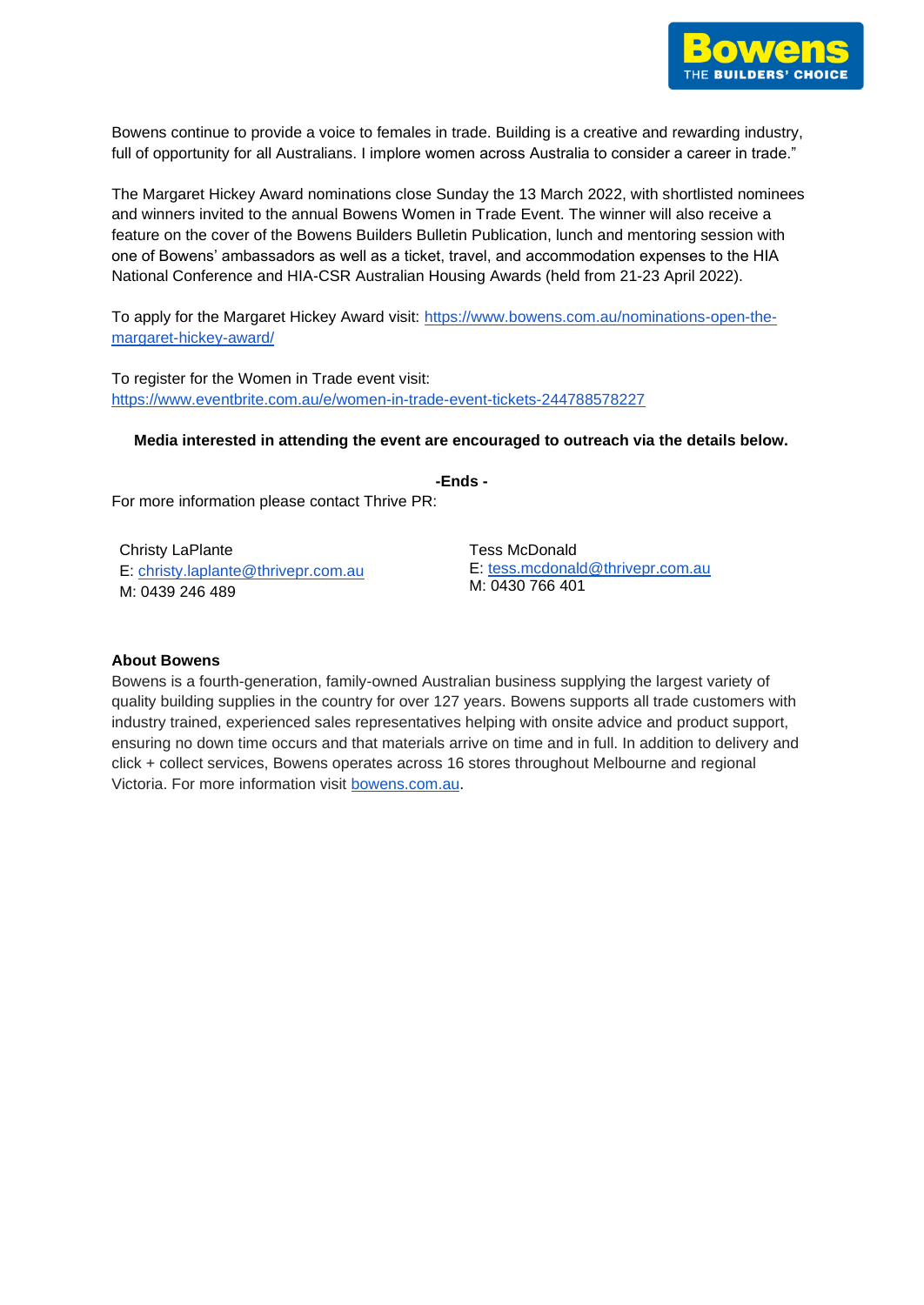Bowens continue to provide a voice to females in trade. Building is a creative and rewarding industry, full of opportunity for all Australians. I implore women across Australia to consider a career in trade."

The Margaret Hickey Award nominations close Sunday the 13 March 2022, with shortlisted nominees and winners invited to the annual Bowens Women in Trade Event. The winner will also receive a feature on the cover of the Bowens Builders Bulletin Publication, lunch and mentoring session with one of Bowens' ambassadors as well as a ticket, travel, and accommodation expenses to the HIA National Conference and HIA-CSR Australian Housing Awards (held from 21-23 April 2022).

To apply for the Margaret Hickey Award visit: [https://www.bowens.com.au/nominations-open-the-margaret-hickey-award/](https://www.bowens.com.au/nominations-open-the-margaret-hickey-award/)

To register for the Women in Trade event visit: [https://www.eventbrite.com.au/e/women-in-trade-event-tickets-244788578227](https://www.eventbrite.com.au/e/women-in-trade-event-tickets-244788578227)

**Media interested in attending the event are encouraged to outreach via the details below.**

**-Ends -**

For more information please contact Thrive PR:

Christy LaPlante
E: christy.laplante@thrivepr.com.au
M: 0439 246 489

Tess McDonald
E: tess.mcdonald@thrivepr.com.au
M: 0430 766 401

**About Bowens**

Bowens is a fourth-generation, family-owned Australian business supplying the largest variety of quality building supplies in the country for over 127 years. Bowens supports all trade customers with industry trained, experienced sales representatives helping with onsite advice and product support, ensuring no down time occurs and that materials arrive on time and in full. In addition to delivery and click + collect services, Bowens operates across 16 stores throughout Melbourne and regional Victoria. For more information visit [bowens.com.au](https://bowens.com.au).